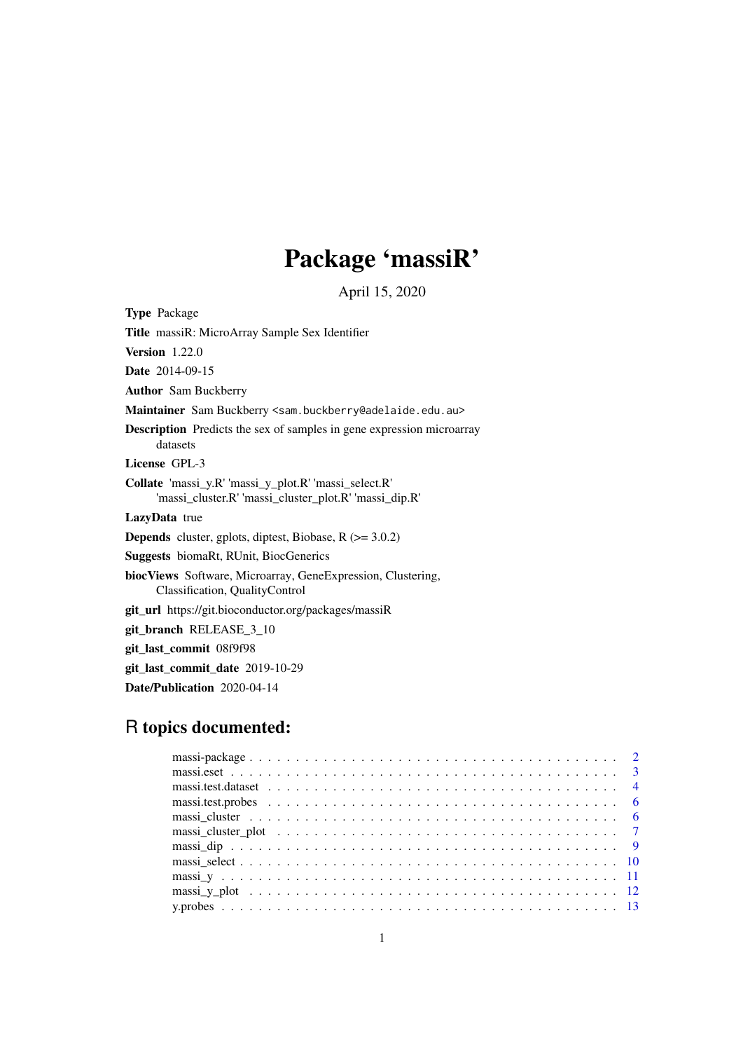# Package 'massiR'

April 15, 2020

**Type** Package

**Title** massiR: MicroArray Sample Sex Identifier

**Version** 1.22.0

**Date** 2014-09-15

**Author** Sam Buckberry

**Maintainer** Sam Buckberry <sam.buckberry@adelaide.edu.au>

**Description** Predicts the sex of samples in gene expression microarray datasets

**License** GPL-3

**Collate** 'massi_y.R' 'massi_y_plot.R' 'massi_select.R' 'massi_cluster.R' 'massi_cluster_plot.R' 'massi_dip.R'

**LazyData** true

**Depends** cluster, gplots, diptest, Biobase, R (>= 3.0.2)

**Suggests** biomaRt, RUnit, BiocGenerics

**biocViews** Software, Microarray, GeneExpression, Clustering, Classification, QualityControl

**git_url** https://git.bioconductor.org/packages/massiR

**git_branch** RELEASE_3_10

**git_last_commit** 08f9f98

**git_last_commit_date** 2019-10-29

**Date/Publication** 2020-04-14

## R topics documented:

- massi-package . . . . . . . . . . 2
- massi.eset . . . . . . . . . . 3
- massi.test.dataset . . . . . . . . . . 4
- massi.test.probes . . . . . . . . . . 6
- massi_cluster . . . . . . . . . . 6
- massi_cluster_plot . . . . . . . . . . 7
- massi_dip . . . . . . . . . . 9
- massi_select . . . . . . . . . . 10
- massi_y . . . . . . . . . . 11
- massi_y_plot . . . . . . . . . . 12
- y.probes . . . . . . . . . . 13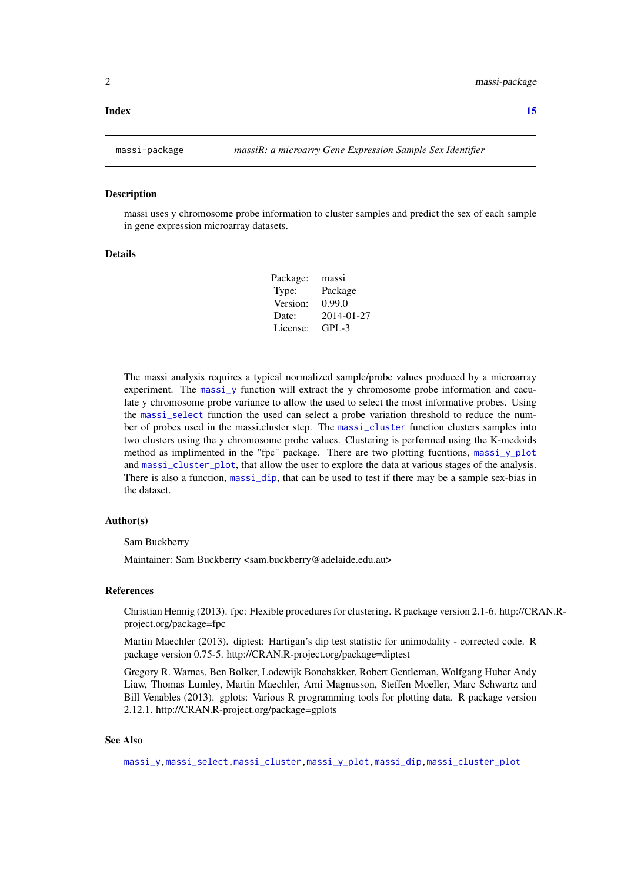**Index** **15**

---

massi-package — *massiR: a microarry Gene Expression Sample Sex Identifier*

---

### Description

massi uses y chromosome probe information to cluster samples and predict the sex of each sample in gene expression microarray datasets.

### Details

| | |
|---|---|
| Package: | massi |
| Type: | Package |
| Version: | 0.99.0 |
| Date: | 2014-01-27 |
| License: | GPL-3 |

The massi analysis requires a typical normalized sample/probe values produced by a microarray experiment. The `massi_y` function will extract the y chromosome probe information and caculate y chromosome probe variance to allow the used to select the most informative probes. Using the `massi_select` function the used can select a probe variation threshold to reduce the number of probes used in the massi.cluster step. The `massi_cluster` function clusters samples into two clusters using the y chromosome probe values. Clustering is performed using the K-medoids method as implimented in the "fpc" package. There are two plotting fucntions, `massi_y_plot` and `massi_cluster_plot`, that allow the user to explore the data at various stages of the analysis. There is also a function, `massi_dip`, that can be used to test if there may be a sample sex-bias in the dataset.

### Author(s)

Sam Buckberry

Maintainer: Sam Buckberry <sam.buckberry@adelaide.edu.au>

### References

Christian Hennig (2013). fpc: Flexible procedures for clustering. R package version 2.1-6. http://CRAN.R-project.org/package=fpc

Martin Maechler (2013). diptest: Hartigan's dip test statistic for unimodality - corrected code. R package version 0.75-5. http://CRAN.R-project.org/package=diptest

Gregory R. Warnes, Ben Bolker, Lodewijk Bonebakker, Robert Gentleman, Wolfgang Huber Andy Liaw, Thomas Lumley, Martin Maechler, Arni Magnusson, Steffen Moeller, Marc Schwartz and Bill Venables (2013). gplots: Various R programming tools for plotting data. R package version 2.12.1. http://CRAN.R-project.org/package=gplots

### See Also

`massi_y`,`massi_select`,`massi_cluster`,`massi_y_plot`,`massi_dip`,`massi_cluster_plot`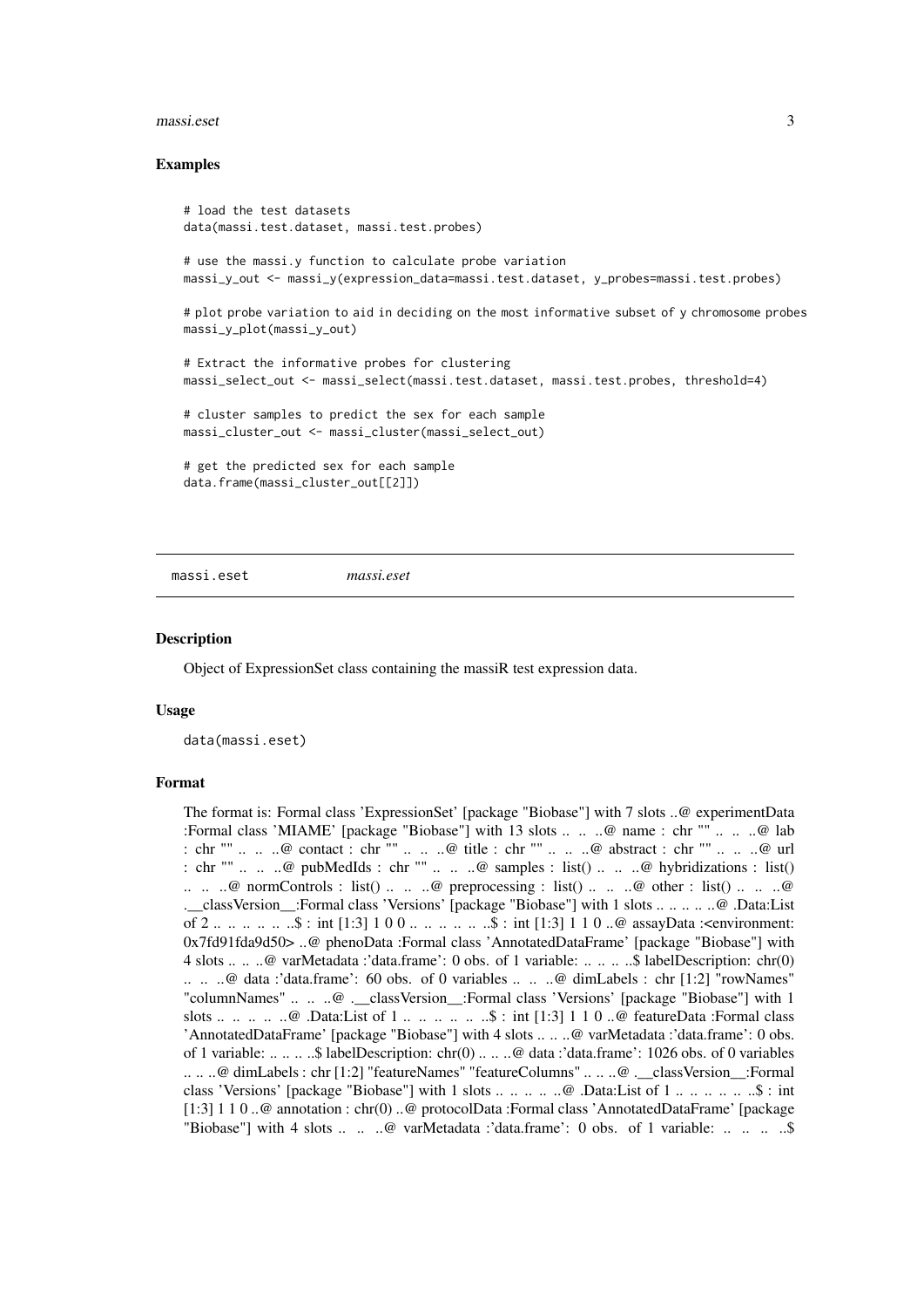### Examples

```
# load the test datasets
data(massi.test.dataset, massi.test.probes)

# use the massi.y function to calculate probe variation
massi_y_out <- massi_y(expression_data=massi.test.dataset, y_probes=massi.test.probes)

# plot probe variation to aid in deciding on the most informative subset of y chromosome probes
massi_y_plot(massi_y_out)

# Extract the informative probes for clustering
massi_select_out <- massi_select(massi.test.dataset, massi.test.probes, threshold=4)

# cluster samples to predict the sex for each sample
massi_cluster_out <- massi_cluster(massi_select_out)

# get the predicted sex for each sample
data.frame(massi_cluster_out[[2]])
```

---

## massi.eset *massi.eset*

### Description

Object of ExpressionSet class containing the massiR test expression data.

### Usage

```
data(massi.eset)
```

### Format

The format is: Formal class 'ExpressionSet' [package "Biobase"] with 7 slots ..@ experimentData :Formal class 'MIAME' [package "Biobase"] with 13 slots .. .. ..@ name : chr "" .. .. ..@ lab : chr "" .. .. ..@ contact : chr "" .. .. ..@ title : chr "" .. .. ..@ abstract : chr "" .. .. ..@ url : chr "" .. .. ..@ pubMedIds : chr "" .. .. ..@ samples : list() .. .. ..@ hybridizations : list() .. .. ..@ normControls : list() .. .. ..@ preprocessing : list() .. .. ..@ other : list() .. .. ..@ .__classVersion__:Formal class 'Versions' [package "Biobase"] with 1 slots .. .. .. .. ..@ .Data:List of 2 .. .. .. .. .. ..$ : int [1:3] 1 0 0 .. .. .. .. .. ..$ : int [1:3] 1 1 0 ..@ assayData :<environment: 0x7fd91fda9d50> ..@ phenoData :Formal class 'AnnotatedDataFrame' [package "Biobase"] with 4 slots .. .. ..@ varMetadata :'data.frame': 0 obs. of 1 variable: .. .. .. ..$ labelDescription: chr(0) .. .. ..@ data :'data.frame': 60 obs. of 0 variables .. .. ..@ dimLabels : chr [1:2] "rowNames" "columnNames" .. .. ..@ .__classVersion__:Formal class 'Versions' [package "Biobase"] with 1 slots .. .. .. .. ..@ .Data:List of 1 .. .. .. .. .. ..$ : int [1:3] 1 1 0 ..@ featureData :Formal class 'AnnotatedDataFrame' [package "Biobase"] with 4 slots .. .. ..@ varMetadata :'data.frame': 0 obs. of 1 variable: .. .. .. ..$ labelDescription: chr(0) .. .. ..@ data :'data.frame': 1026 obs. of 0 variables .. .. ..@ dimLabels : chr [1:2] "featureNames" "featureColumns" .. .. ..@ .__classVersion__:Formal class 'Versions' [package "Biobase"] with 1 slots .. .. .. .. ..@ .Data:List of 1 .. .. .. .. .. ..$ : int [1:3] 1 1 0 ..@ annotation : chr(0) ..@ protocolData :Formal class 'AnnotatedDataFrame' [package "Biobase"] with 4 slots .. .. ..@ varMetadata :'data.frame': 0 obs. of 1 variable: .. .. .. ..$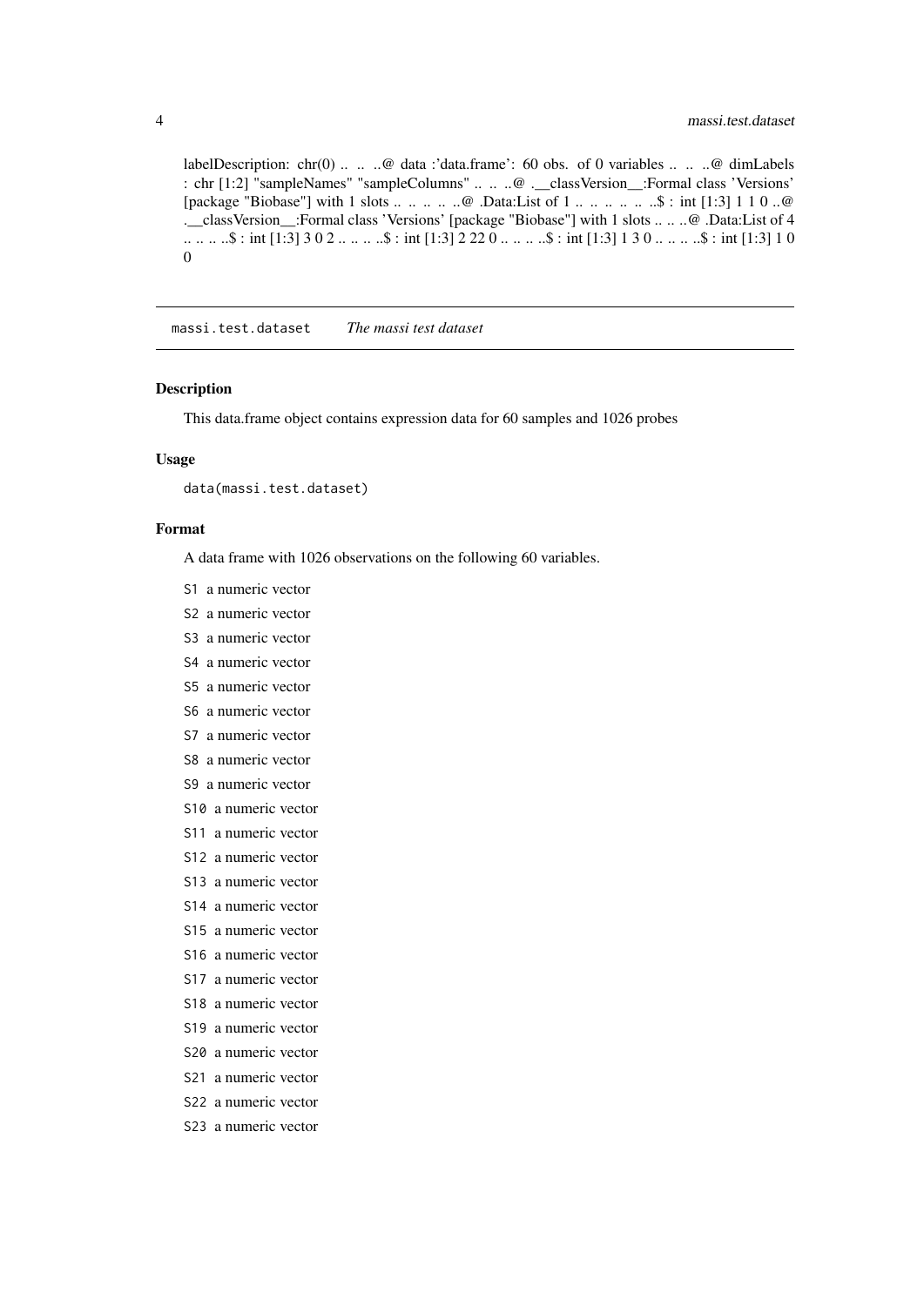labelDescription: chr(0) .. .. ..@ data :'data.frame': 60 obs. of 0 variables .. .. ..@ dimLabels : chr [1:2] "sampleNames" "sampleColumns" .. .. ..@ .__classVersion__:Formal class 'Versions' [package "Biobase"] with 1 slots .. .. .. .. ..@ .Data:List of 1 .. .. .. .. .. ..$ : int [1:3] 1 1 0 ..@ .__classVersion__:Formal class 'Versions' [package "Biobase"] with 1 slots .. .. ..@ .Data:List of 4 .. .. .. ..$ : int [1:3] 3 0 2 .. .. .. ..$ : int [1:3] 2 22 0 .. .. .. ..$ : int [1:3] 1 3 0 .. .. .. ..$ : int [1:3] 1 0 0

---

## massi.test.dataset    *The massi test dataset*

### Description

This data.frame object contains expression data for 60 samples and 1026 probes

### Usage

```
data(massi.test.dataset)
```

### Format

A data frame with 1026 observations on the following 60 variables.

- `S1` a numeric vector
- `S2` a numeric vector
- `S3` a numeric vector
- `S4` a numeric vector
- `S5` a numeric vector
- `S6` a numeric vector
- `S7` a numeric vector
- `S8` a numeric vector
- `S9` a numeric vector
- `S10` a numeric vector
- `S11` a numeric vector
- `S12` a numeric vector
- `S13` a numeric vector
- `S14` a numeric vector
- `S15` a numeric vector
- `S16` a numeric vector
- `S17` a numeric vector
- `S18` a numeric vector
- `S19` a numeric vector
- `S20` a numeric vector
- `S21` a numeric vector
- `S22` a numeric vector
- `S23` a numeric vector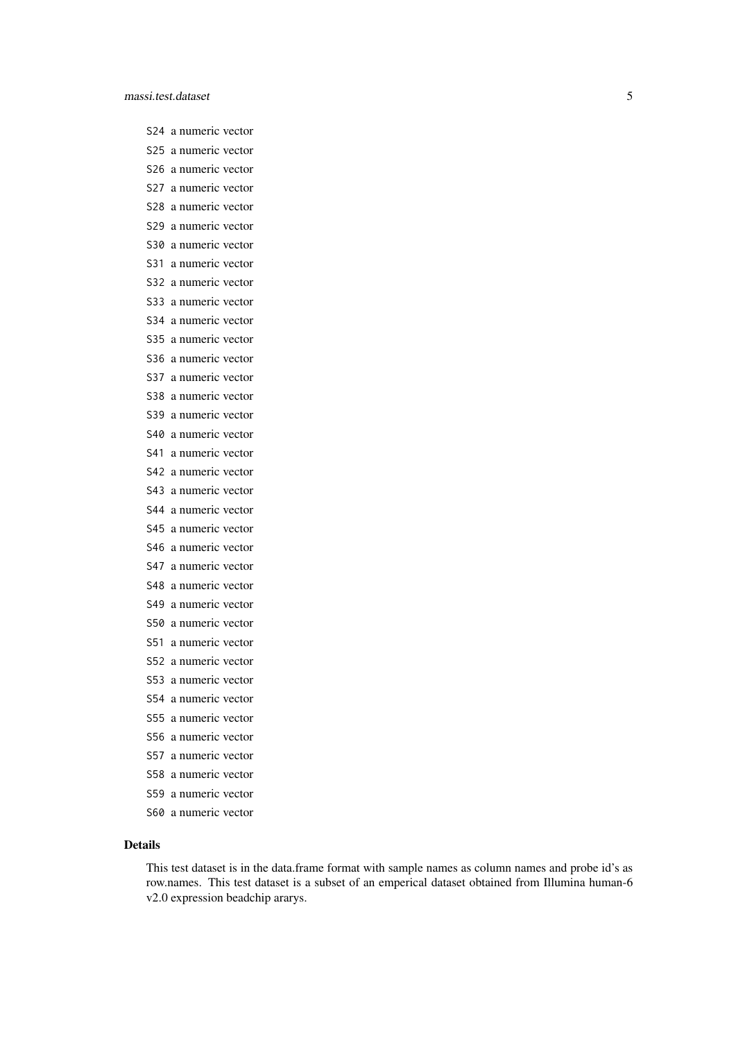`S24` a numeric vector

`S25` a numeric vector

`S26` a numeric vector

`S27` a numeric vector

`S28` a numeric vector

`S29` a numeric vector

`S30` a numeric vector

`S31` a numeric vector

`S32` a numeric vector

`S33` a numeric vector

`S34` a numeric vector

`S35` a numeric vector

`S36` a numeric vector

`S37` a numeric vector

`S38` a numeric vector

`S39` a numeric vector

`S40` a numeric vector

`S41` a numeric vector

`S42` a numeric vector

`S43` a numeric vector

`S44` a numeric vector

`S45` a numeric vector

`S46` a numeric vector

`S47` a numeric vector

`S48` a numeric vector

`S49` a numeric vector

`S50` a numeric vector

`S51` a numeric vector

`S52` a numeric vector

`S53` a numeric vector

`S54` a numeric vector

`S55` a numeric vector

`S56` a numeric vector

`S57` a numeric vector

`S58` a numeric vector

`S59` a numeric vector

`S60` a numeric vector

### Details

This test dataset is in the data.frame format with sample names as column names and probe id's as row.names. This test dataset is a subset of an emperical dataset obtained from Illumina human-6 v2.0 expression beadchip ararys.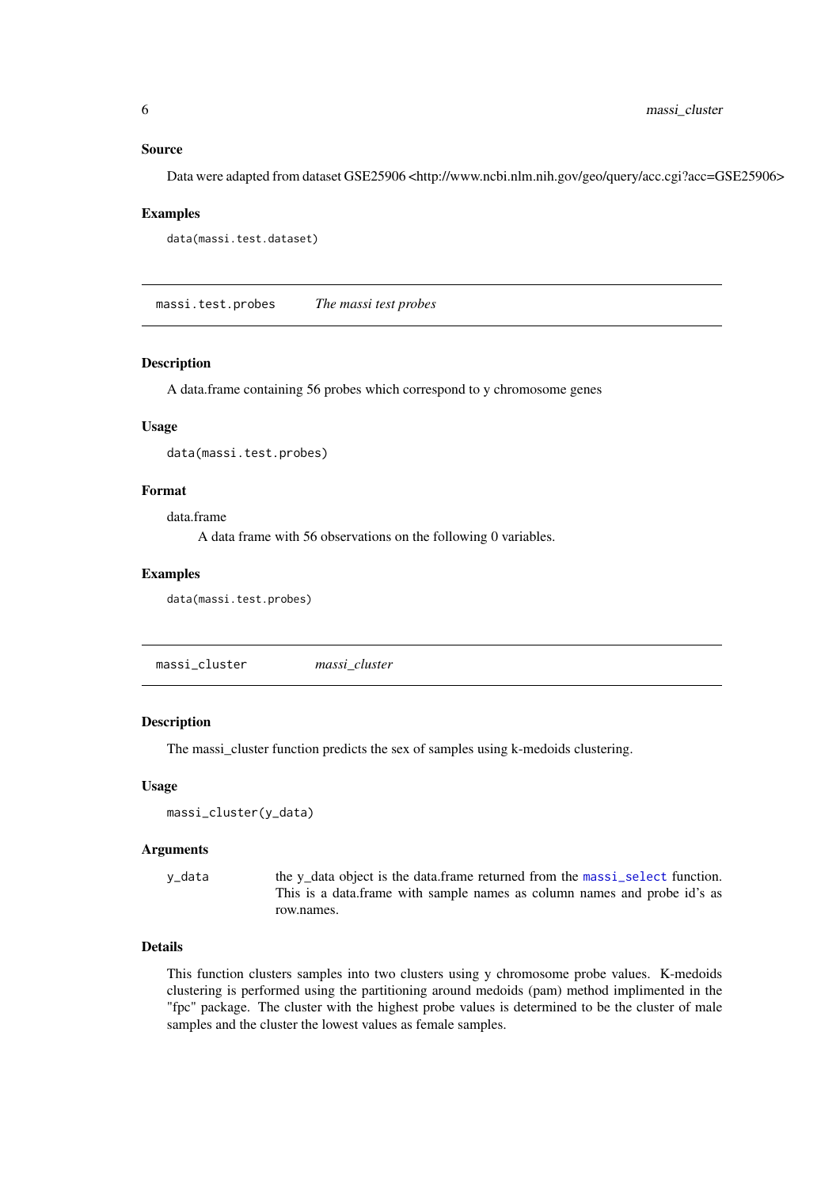## Source

Data were adapted from dataset GSE25906 <http://www.ncbi.nlm.nih.gov/geo/query/acc.cgi?acc=GSE25906>

## Examples

```
data(massi.test.dataset)
```

---

# massi.test.probes — *The massi test probes*

## Description

A data.frame containing 56 probes which correspond to y chromosome genes

## Usage

```
data(massi.test.probes)
```

## Format

data.frame

A data frame with 56 observations on the following 0 variables.

## Examples

```
data(massi.test.probes)
```

---

# massi_cluster — *massi_cluster*

## Description

The massi_cluster function predicts the sex of samples using k-medoids clustering.

## Usage

```
massi_cluster(y_data)
```

## Arguments

| | |
|---|---|
| `y_data` | the y_data object is the data.frame returned from the massi_select function. This is a data.frame with sample names as column names and probe id's as row.names. |

## Details

This function clusters samples into two clusters using y chromosome probe values. K-medoids clustering is performed using the partitioning around medoids (pam) method implimented in the "fpc" package. The cluster with the highest probe values is determined to be the cluster of male samples and the cluster the lowest values as female samples.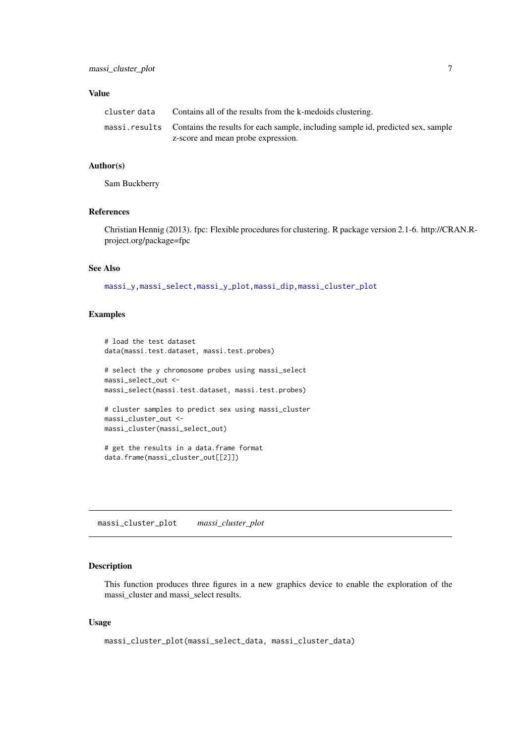### Value

| | |
|---|---|
| `cluster data` | Contains all of the results from the k-medoids clustering. |
| `massi.results` | Contains the results for each sample, including sample id, predicted sex, sample z-score and mean probe expression. |

### Author(s)

Sam Buckberry

### References

Christian Hennig (2013). fpc: Flexible procedures for clustering. R package version 2.1-6. http://CRAN.R-project.org/package=fpc

### See Also

`massi_y`, `massi_select`, `massi_y_plot`, `massi_dip`, `massi_cluster_plot`

### Examples

```
# load the test dataset
data(massi.test.dataset, massi.test.probes)

# select the y chromosome probes using massi_select
massi_select_out <-
massi_select(massi.test.dataset, massi.test.probes)

# cluster samples to predict sex using massi_cluster
massi_cluster_out <-
massi_cluster(massi_select_out)

# get the results in a data.frame format
data.frame(massi_cluster_out[[2]])
```

---

## `massi_cluster_plot` *massi_cluster_plot*

---

### Description

This function produces three figures in a new graphics device to enable the exploration of the massi_cluster and massi_select results.

### Usage

```
massi_cluster_plot(massi_select_data, massi_cluster_data)
```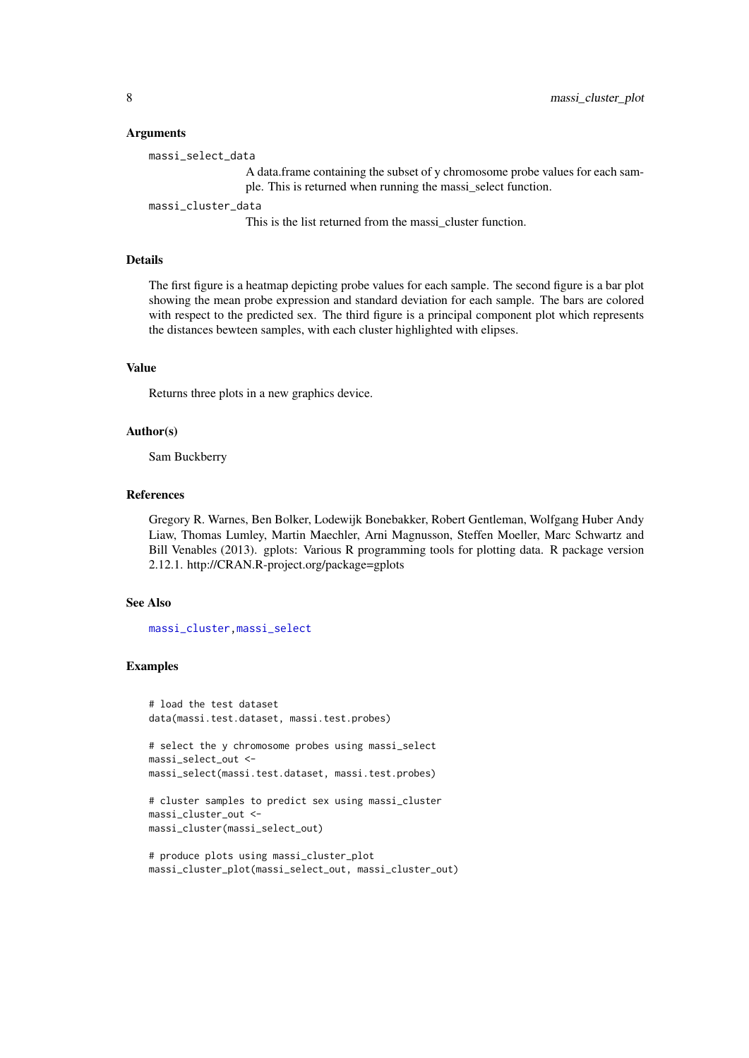### Arguments

`massi_select_data`
: A data.frame containing the subset of y chromosome probe values for each sample. This is returned when running the massi_select function.

`massi_cluster_data`
: This is the list returned from the massi_cluster function.

### Details

The first figure is a heatmap depicting probe values for each sample. The second figure is a bar plot showing the mean probe expression and standard deviation for each sample. The bars are colored with respect to the predicted sex. The third figure is a principal component plot which represents the distances bewteen samples, with each cluster highlighted with elipses.

### Value

Returns three plots in a new graphics device.

### Author(s)

Sam Buckberry

### References

Gregory R. Warnes, Ben Bolker, Lodewijk Bonebakker, Robert Gentleman, Wolfgang Huber Andy Liaw, Thomas Lumley, Martin Maechler, Arni Magnusson, Steffen Moeller, Marc Schwartz and Bill Venables (2013). gplots: Various R programming tools for plotting data. R package version 2.12.1. http://CRAN.R-project.org/package=gplots

### See Also

`massi_cluster`, `massi_select`

### Examples

```
# load the test dataset
data(massi.test.dataset, massi.test.probes)

# select the y chromosome probes using massi_select
massi_select_out <-
massi_select(massi.test.dataset, massi.test.probes)

# cluster samples to predict sex using massi_cluster
massi_cluster_out <-
massi_cluster(massi_select_out)

# produce plots using massi_cluster_plot
massi_cluster_plot(massi_select_out, massi_cluster_out)
```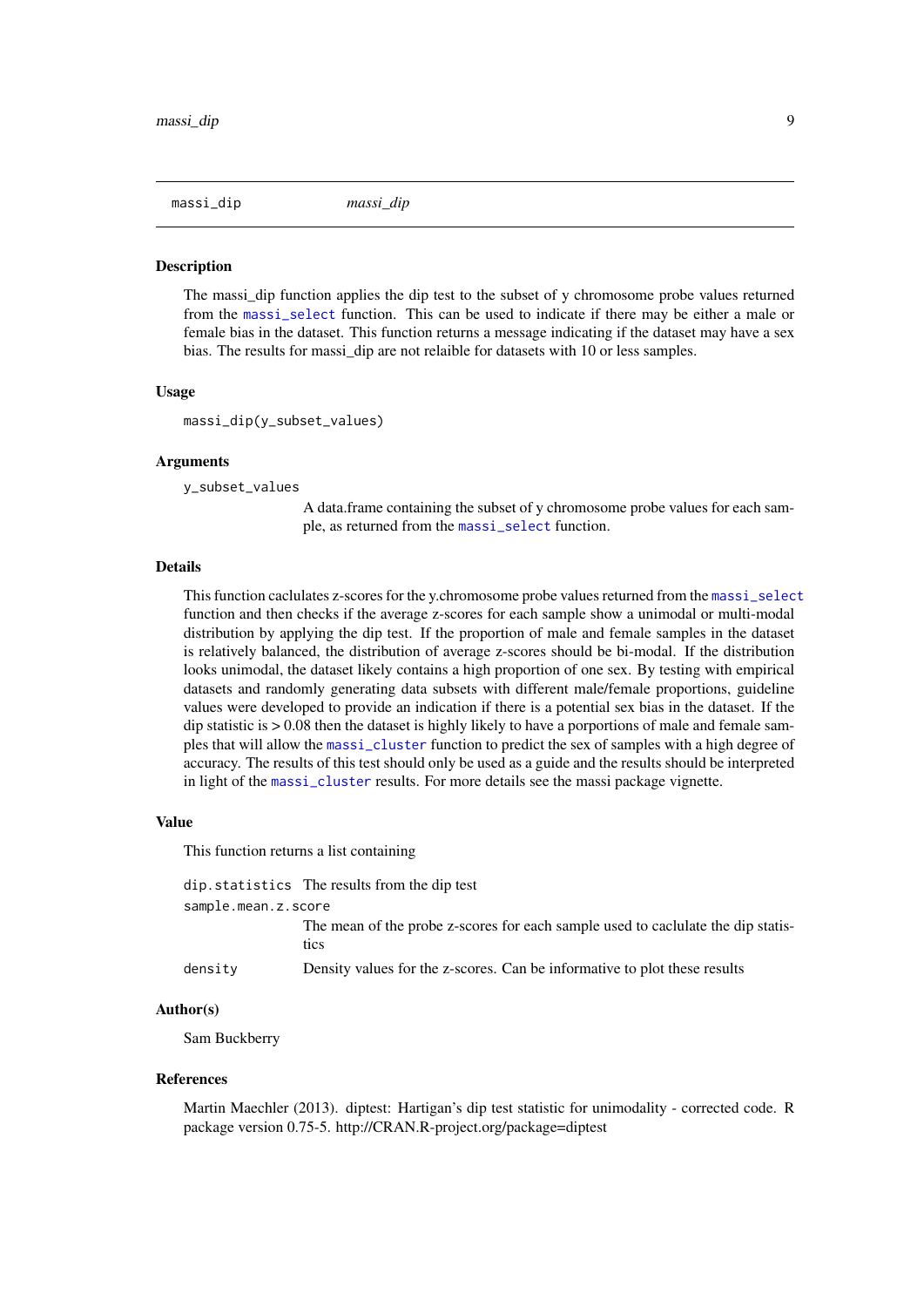# massi_dip

*massi_dip*

## Description

The massi_dip function applies the dip test to the subset of y chromosome probe values returned from the massi_select function. This can be used to indicate if there may be either a male or female bias in the dataset. This function returns a message indicating if the dataset may have a sex bias. The results for massi_dip are not relaible for datasets with 10 or less samples.

## Usage

```
massi_dip(y_subset_values)
```

## Arguments

`y_subset_values`
: A data.frame containing the subset of y chromosome probe values for each sample, as returned from the massi_select function.

## Details

This function caclulates z-scores for the y.chromosome probe values returned from the massi_select function and then checks if the average z-scores for each sample show a unimodal or multi-modal distribution by applying the dip test. If the proportion of male and female samples in the dataset is relatively balanced, the distribution of average z-scores should be bi-modal. If the distribution looks unimodal, the dataset likely contains a high proportion of one sex. By testing with empirical datasets and randomly generating data subsets with different male/female proportions, guideline values were developed to provide an indication if there is a potential sex bias in the dataset. If the dip statistic is > 0.08 then the dataset is highly likely to have a porportions of male and female samples that will allow the massi_cluster function to predict the sex of samples with a high degree of accuracy. The results of this test should only be used as a guide and the results should be interpreted in light of the massi_cluster results. For more details see the massi package vignette.

## Value

This function returns a list containing

`dip.statistics`
: The results from the dip test

`sample.mean.z.score`
: The mean of the probe z-scores for each sample used to caclulate the dip statistics

`density`
: Density values for the z-scores. Can be informative to plot these results

## Author(s)

Sam Buckberry

## References

Martin Maechler (2013). diptest: Hartigan's dip test statistic for unimodality - corrected code. R package version 0.75-5. http://CRAN.R-project.org/package=diptest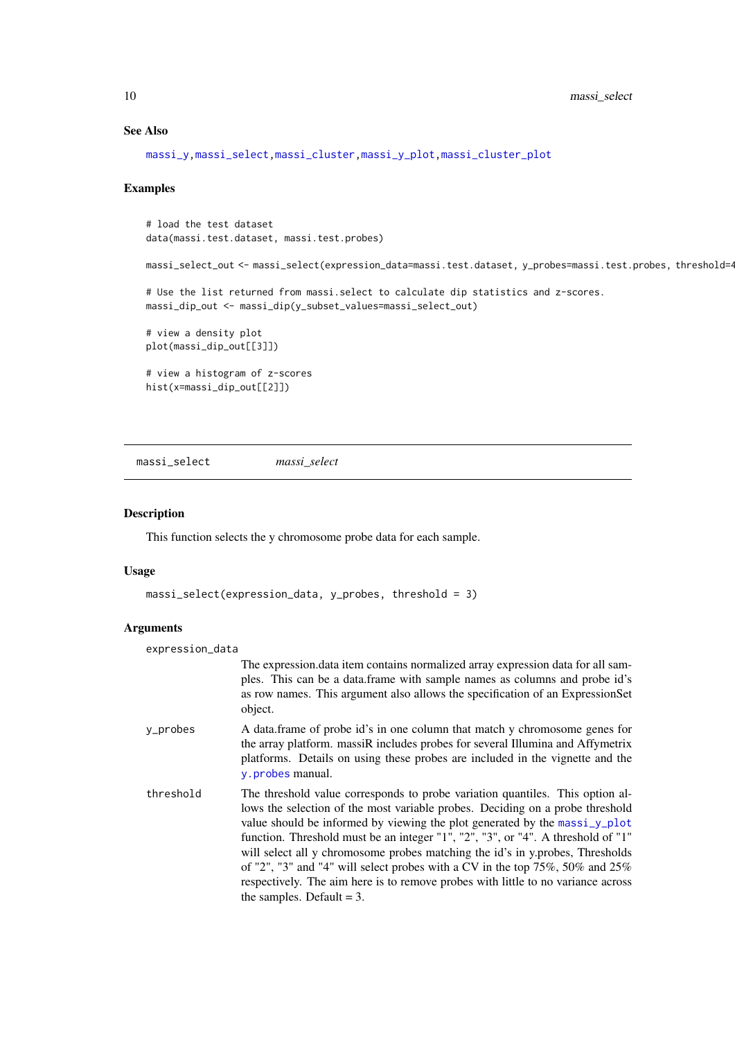### See Also

massi_y,massi_select,massi_cluster,massi_y_plot,massi_cluster_plot

### Examples

```
# load the test dataset
data(massi.test.dataset, massi.test.probes)

massi_select_out <- massi_select(expression_data=massi.test.dataset, y_probes=massi.test.probes, threshold=4

# Use the list returned from massi.select to calculate dip statistics and z-scores.
massi_dip_out <- massi_dip(y_subset_values=massi_select_out)

# view a density plot
plot(massi_dip_out[[3]])

# view a histogram of z-scores
hist(x=massi_dip_out[[2]])
```

---

## massi_select *massi_select*

### Description

This function selects the y chromosome probe data for each sample.

### Usage

```
massi_select(expression_data, y_probes, threshold = 3)
```

### Arguments

expression_data
: The expression.data item contains normalized array expression data for all samples. This can be a data.frame with sample names as columns and probe id's as row names. This argument also allows the specification of an ExpressionSet object.

y_probes
: A data.frame of probe id's in one column that match y chromosome genes for the array platform. massiR includes probes for several Illumina and Affymetrix platforms. Details on using these probes are included in the vignette and the y.probes manual.

threshold
: The threshold value corresponds to probe variation quantiles. This option allows the selection of the most variable probes. Deciding on a probe threshold value should be informed by viewing the plot generated by the massi_y_plot function. Threshold must be an integer "1", "2", "3", or "4". A threshold of "1" will select all y chromosome probes matching the id's in y.probes, Thresholds of "2", "3" and "4" will select probes with a CV in the top 75%, 50% and 25% respectively. The aim here is to remove probes with little to no variance across the samples. Default = 3.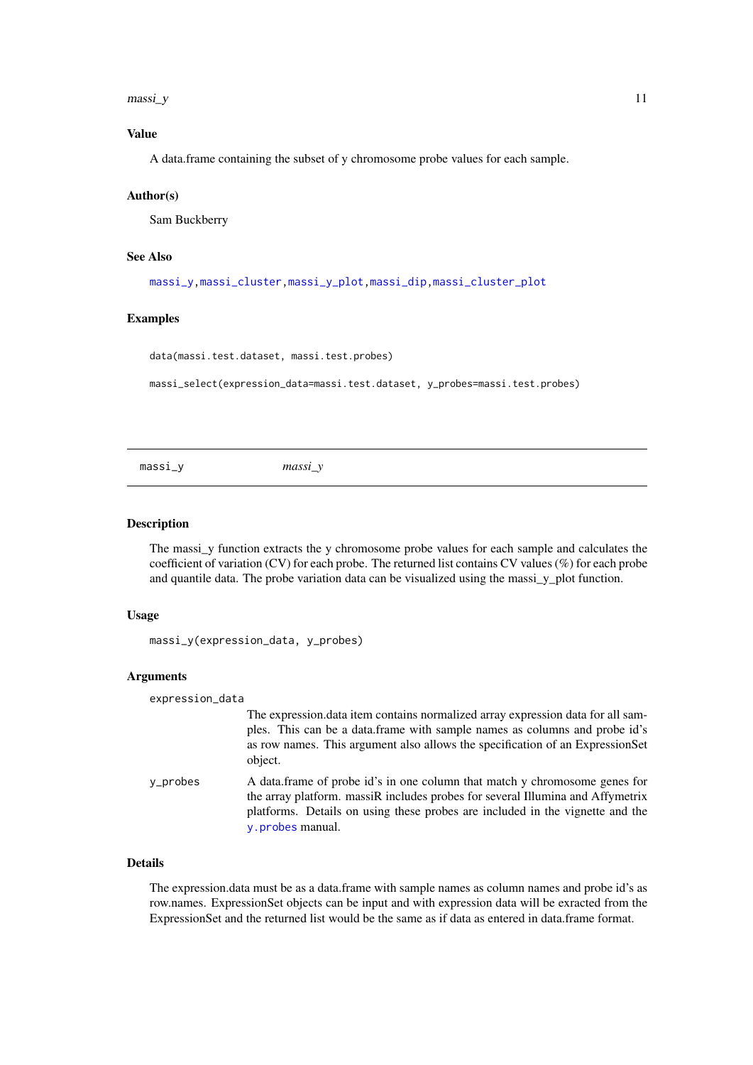### Value

A data.frame containing the subset of y chromosome probe values for each sample.

### Author(s)

Sam Buckberry

### See Also

massi_y, massi_cluster, massi_y_plot, massi_dip, massi_cluster_plot

### Examples

```
data(massi.test.dataset, massi.test.probes)

massi_select(expression_data=massi.test.dataset, y_probes=massi.test.probes)
```

---

## massi_y — *massi_y*

---

### Description

The massi_y function extracts the y chromosome probe values for each sample and calculates the coefficient of variation (CV) for each probe. The returned list contains CV values (%) for each probe and quantile data. The probe variation data can be visualized using the massi_y_plot function.

### Usage

```
massi_y(expression_data, y_probes)
```

### Arguments

`expression_data`
: The expression.data item contains normalized array expression data for all samples. This can be a data.frame with sample names as columns and probe id's as row names. This argument also allows the specification of an ExpressionSet object.

`y_probes`
: A data.frame of probe id's in one column that match y chromosome genes for the array platform. massiR includes probes for several Illumina and Affymetrix platforms. Details on using these probes are included in the vignette and the y.probes manual.

### Details

The expression.data must be as a data.frame with sample names as column names and probe id's as row.names. ExpressionSet objects can be input and with expression data will be exracted from the ExpressionSet and the returned list would be the same as if data as entered in data.frame format.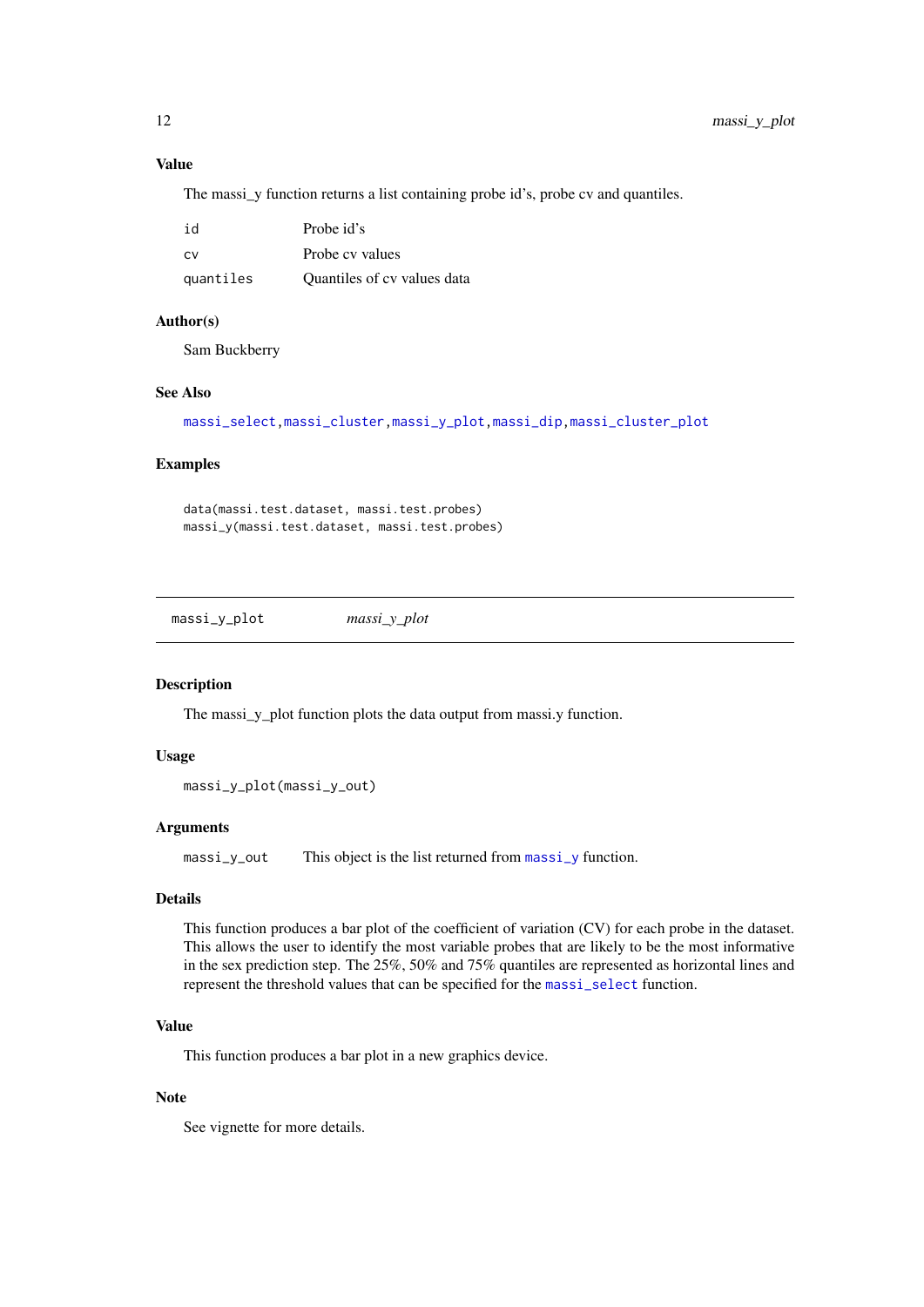### Value

The massi_y function returns a list containing probe id's, probe cv and quantiles.

| | |
|---|---|
| id | Probe id's |
| cv | Probe cv values |
| quantiles | Quantiles of cv values data |

### Author(s)

Sam Buckberry

### See Also

massi_select, massi_cluster, massi_y_plot, massi_dip, massi_cluster_plot

### Examples

```
data(massi.test.dataset, massi.test.probes)
massi_y(massi.test.dataset, massi.test.probes)
```

---

## massi_y_plot *massi_y_plot*

---

### Description

The massi_y_plot function plots the data output from massi.y function.

### Usage

```
massi_y_plot(massi_y_out)
```

### Arguments

| | |
|---|---|
| massi_y_out | This object is the list returned from massi_y function. |

### Details

This function produces a bar plot of the coefficient of variation (CV) for each probe in the dataset. This allows the user to identify the most variable probes that are likely to be the most informative in the sex prediction step. The 25%, 50% and 75% quantiles are represented as horizontal lines and represent the threshold values that can be specified for the massi_select function.

### Value

This function produces a bar plot in a new graphics device.

### Note

See vignette for more details.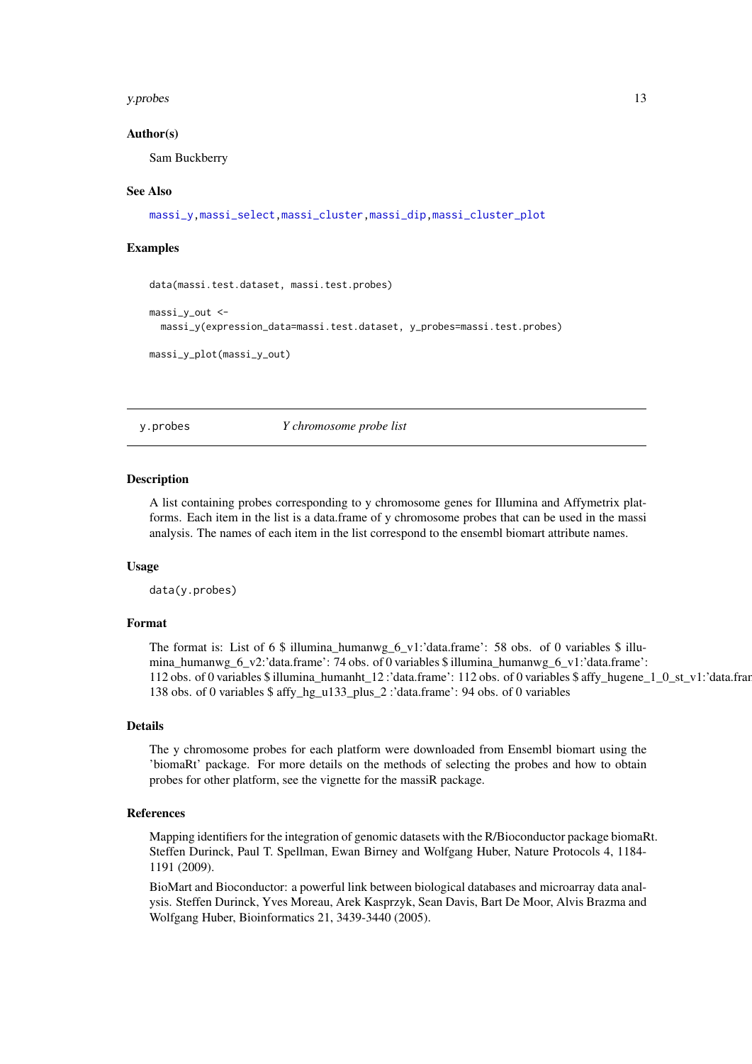### Author(s)

Sam Buckberry

### See Also

massi_y, massi_select, massi_cluster, massi_dip, massi_cluster_plot

### Examples

```
data(massi.test.dataset, massi.test.probes)

massi_y_out <-
  massi_y(expression_data=massi.test.dataset, y_probes=massi.test.probes)

massi_y_plot(massi_y_out)
```

---

## y.probes — *Y chromosome probe list*

### Description

A list containing probes corresponding to y chromosome genes for Illumina and Affymetrix platforms. Each item in the list is a data.frame of y chromosome probes that can be used in the massi analysis. The names of each item in the list correspond to the ensembl biomart attribute names.

### Usage

```
data(y.probes)
```

### Format

The format is: List of 6 $ illumina_humanwg_6_v1:'data.frame': 58 obs. of 0 variables $ illumina_humanwg_6_v2:'data.frame': 74 obs. of 0 variables $ illumina_humanwg_6_v1:'data.frame': 112 obs. of 0 variables $ illumina_humanht_12 :'data.frame': 112 obs. of 0 variables $ affy_hugene_1_0_st_v1:'data.frame': 138 obs. of 0 variables $ affy_hg_u133_plus_2 :'data.frame': 94 obs. of 0 variables

### Details

The y chromosome probes for each platform were downloaded from Ensembl biomart using the 'biomaRt' package. For more details on the methods of selecting the probes and how to obtain probes for other platform, see the vignette for the massiR package.

### References

Mapping identifiers for the integration of genomic datasets with the R/Bioconductor package biomaRt. Steffen Durinck, Paul T. Spellman, Ewan Birney and Wolfgang Huber, Nature Protocols 4, 1184-1191 (2009).

BioMart and Bioconductor: a powerful link between biological databases and microarray data analysis. Steffen Durinck, Yves Moreau, Arek Kasprzyk, Sean Davis, Bart De Moor, Alvis Brazma and Wolfgang Huber, Bioinformatics 21, 3439-3440 (2005).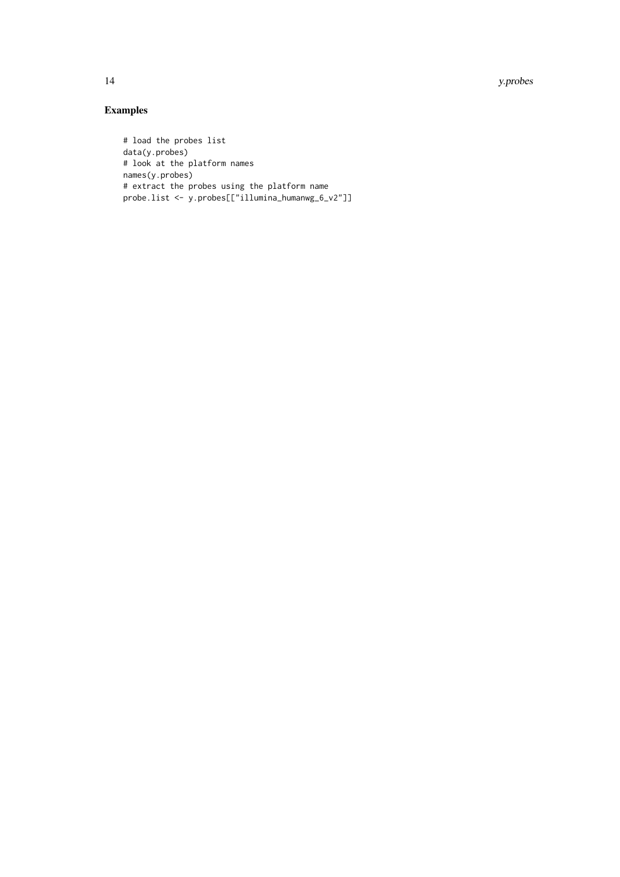## Examples

```
# load the probes list
data(y.probes)
# look at the platform names
names(y.probes)
# extract the probes using the platform name
probe.list <- y.probes[["illumina_humanwg_6_v2"]]
```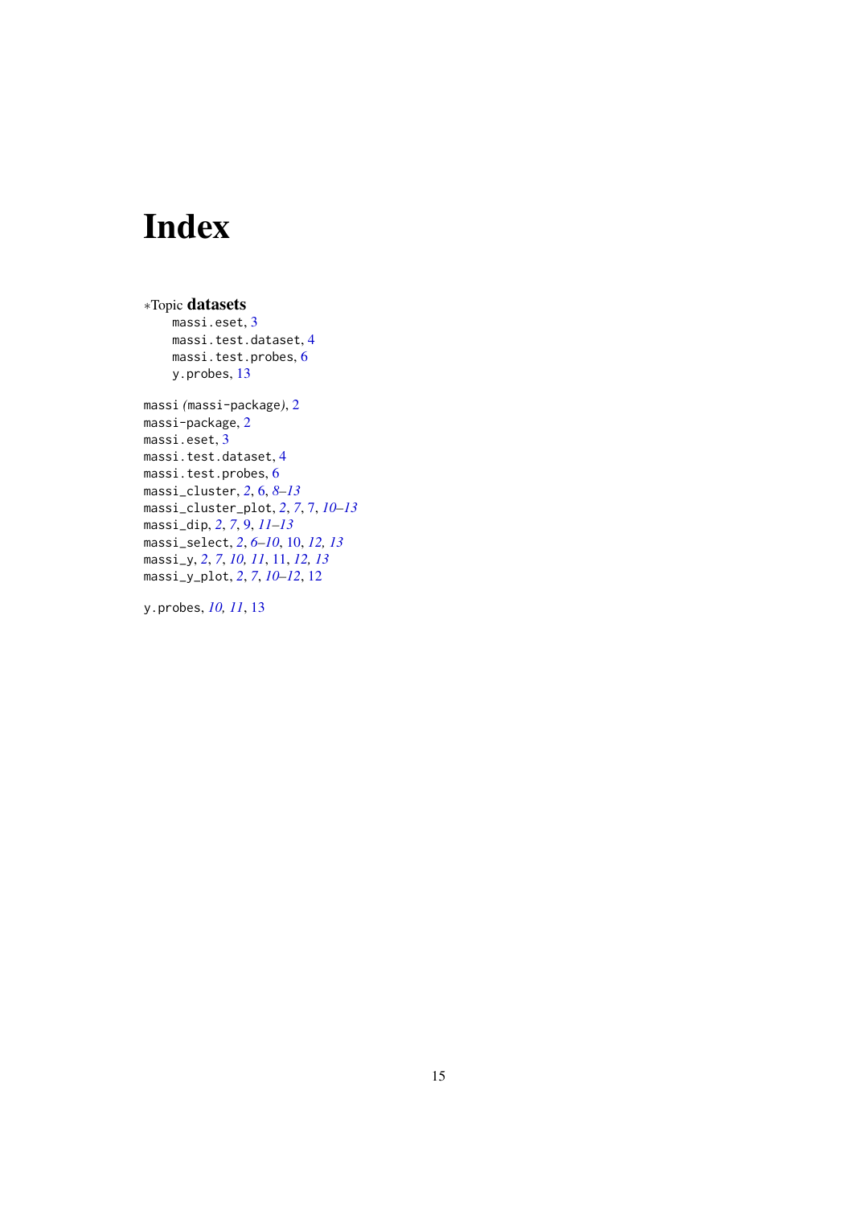# Index

∗Topic **datasets**

massi.eset, 3
massi.test.dataset, 4
massi.test.probes, 6
y.probes, 13

massi *(*massi-package*)*, 2
massi-package, 2
massi.eset, 3
massi.test.dataset, 4
massi.test.probes, 6
massi_cluster, *2*, 6, *8–13*
massi_cluster_plot, *2*, *7*, 7, *10–13*
massi_dip, *2*, *7*, 9, *11–13*
massi_select, *2*, *6–10*, 10, *12, 13*
massi_y, *2*, *7*, *10, 11*, 11, *12, 13*
massi_y_plot, *2*, *7*, *10–12*, 12

y.probes, *10, 11*, 13